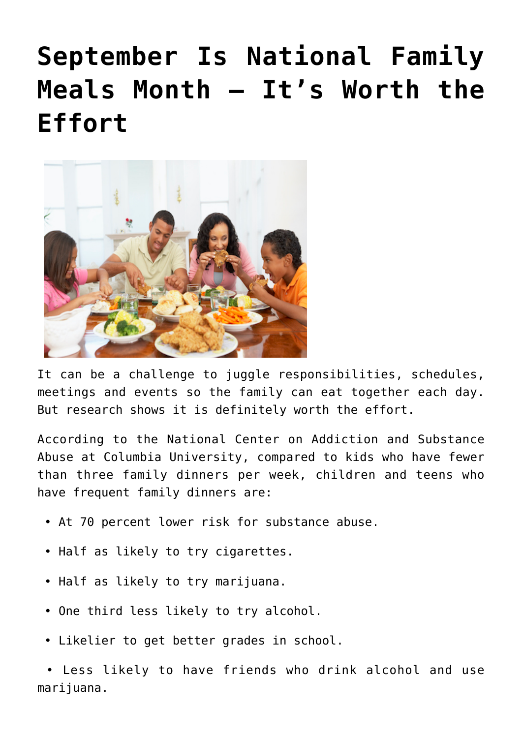# September Is National Family Meals Month – It's Worth the Effort

It can be a challenge to juggle responsibilities, schedules, meetings and events so the family can eat together each day. But research shows it is definitely worth the effort.

According to the National Center on Addiction and Substance Abuse at Columbia University, compared to kids who have fewer than three family dinners per week, children and teens who have frequent family dinners are:

- At 70 percent lower risk for substance abuse.
- Half as likely to try cigarettes.
- Half as likely to try marijuana.
- One third less likely to try alcohol.
- Likelier to get better grades in school.
- Less likely to have friends who drink alcohol and use marijuana.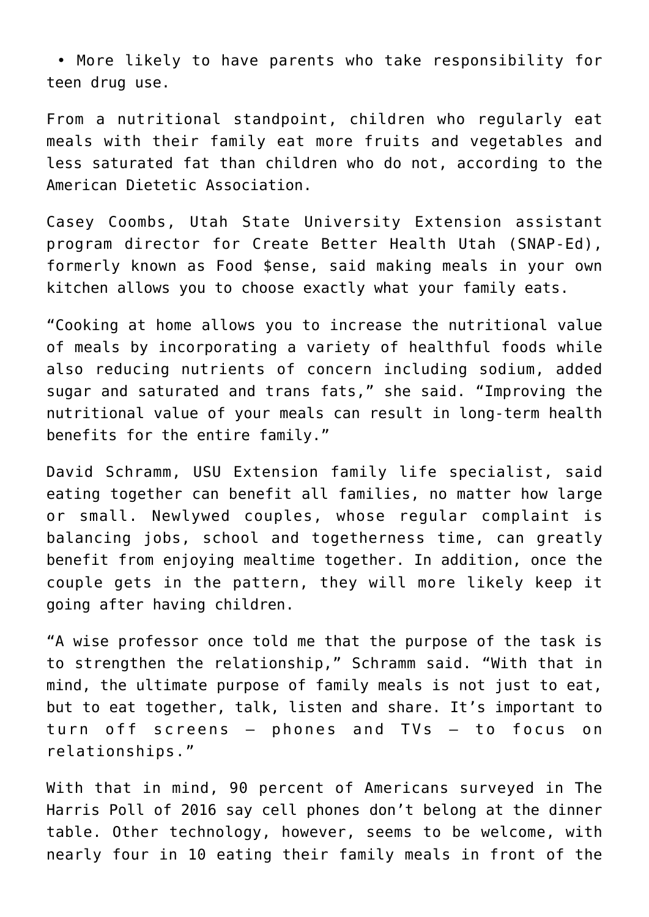- More likely to have parents who take responsibility for teen drug use.

From a nutritional standpoint, children who regularly eat meals with their family eat more fruits and vegetables and less saturated fat than children who do not, according to the American Dietetic Association.

Casey Coombs, Utah State University Extension assistant program director for Create Better Health Utah (SNAP-Ed), formerly known as Food $ense, said making meals in your own kitchen allows you to choose exactly what your family eats.

"Cooking at home allows you to increase the nutritional value of meals by incorporating a variety of healthful foods while also reducing nutrients of concern including sodium, added sugar and saturated and trans fats," she said. "Improving the nutritional value of your meals can result in long-term health benefits for the entire family."

David Schramm, USU Extension family life specialist, said eating together can benefit all families, no matter how large or small. Newlywed couples, whose regular complaint is balancing jobs, school and togetherness time, can greatly benefit from enjoying mealtime together. In addition, once the couple gets in the pattern, they will more likely keep it going after having children.

"A wise professor once told me that the purpose of the task is to strengthen the relationship," Schramm said. "With that in mind, the ultimate purpose of family meals is not just to eat, but to eat together, talk, listen and share. It's important to turn off screens – phones and TVs – to focus on relationships."

With that in mind, 90 percent of Americans surveyed in The Harris Poll of 2016 say cell phones don't belong at the dinner table. Other technology, however, seems to be welcome, with nearly four in 10 eating their family meals in front of the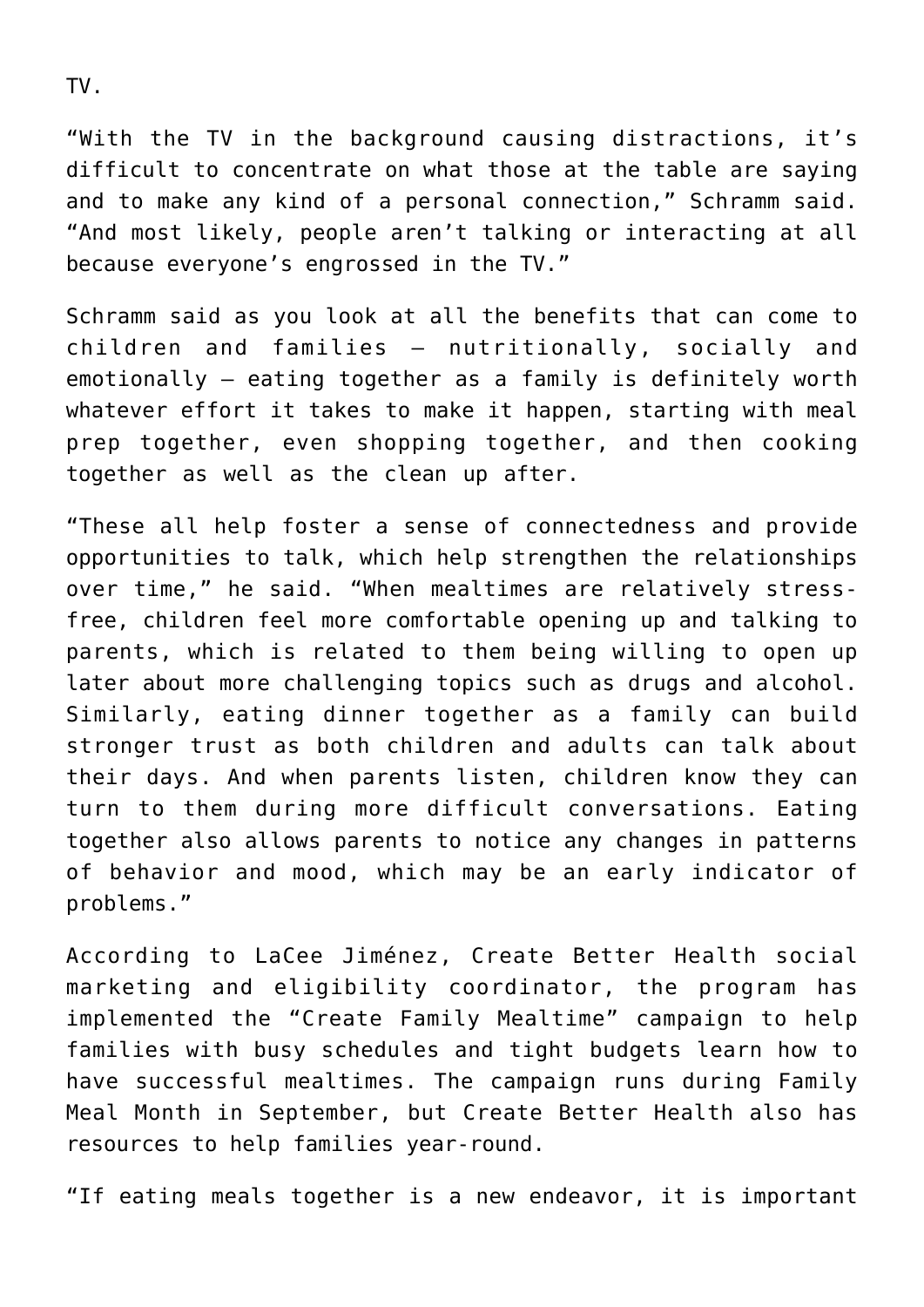TV.

“With the TV in the background causing distractions, it’s difficult to concentrate on what those at the table are saying and to make any kind of a personal connection,” Schramm said. “And most likely, people aren’t talking or interacting at all because everyone’s engrossed in the TV.”

Schramm said as you look at all the benefits that can come to children and families — nutritionally, socially and emotionally — eating together as a family is definitely worth whatever effort it takes to make it happen, starting with meal prep together, even shopping together, and then cooking together as well as the clean up after.

“These all help foster a sense of connectedness and provide opportunities to talk, which help strengthen the relationships over time,” he said. “When mealtimes are relatively stress-free, children feel more comfortable opening up and talking to parents, which is related to them being willing to open up later about more challenging topics such as drugs and alcohol. Similarly, eating dinner together as a family can build stronger trust as both children and adults can talk about their days. And when parents listen, children know they can turn to them during more difficult conversations. Eating together also allows parents to notice any changes in patterns of behavior and mood, which may be an early indicator of problems.”

According to LaCee Jiménez, Create Better Health social marketing and eligibility coordinator, the program has implemented the “Create Family Mealtime” campaign to help families with busy schedules and tight budgets learn how to have successful mealtimes. The campaign runs during Family Meal Month in September, but Create Better Health also has resources to help families year-round.

“If eating meals together is a new endeavor, it is important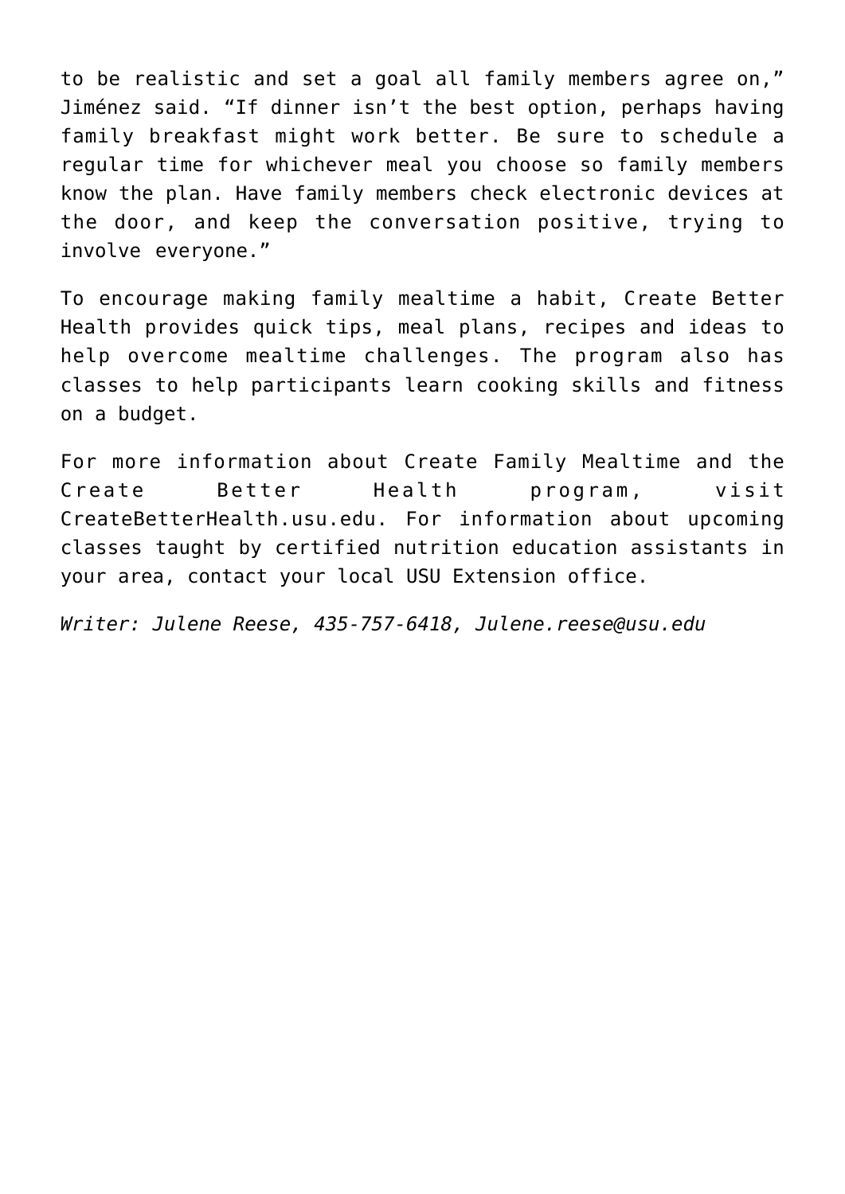to be realistic and set a goal all family members agree on," Jiménez said. "If dinner isn't the best option, perhaps having family breakfast might work better. Be sure to schedule a regular time for whichever meal you choose so family members know the plan. Have family members check electronic devices at the door, and keep the conversation positive, trying to involve everyone."

To encourage making family mealtime a habit, Create Better Health provides quick tips, meal plans, recipes and ideas to help overcome mealtime challenges. The program also has classes to help participants learn cooking skills and fitness on a budget.

For more information about Create Family Mealtime and the Create Better Health program, visit CreateBetterHealth.usu.edu. For information about upcoming classes taught by certified nutrition education assistants in your area, contact your local USU Extension office.

*Writer: Julene Reese, 435-757-6418, Julene.reese@usu.edu*